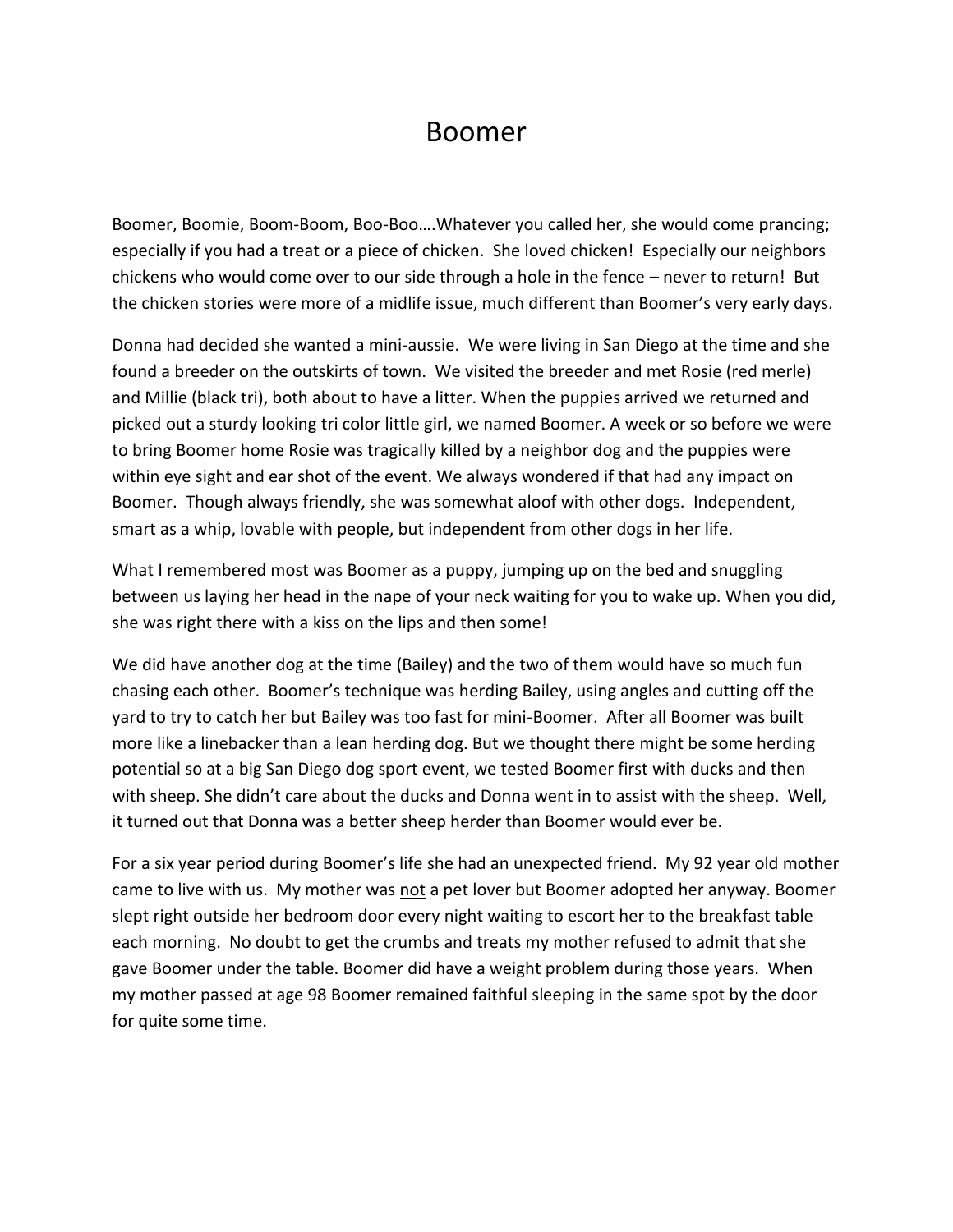# Boomer

Boomer, Boomie, Boom-Boom, Boo-Boo….Whatever you called her, she would come prancing; especially if you had a treat or a piece of chicken. She loved chicken! Especially our neighbors chickens who would come over to our side through a hole in the fence – never to return! But the chicken stories were more of a midlife issue, much different than Boomer's very early days.

Donna had decided she wanted a mini-aussie. We were living in San Diego at the time and she found a breeder on the outskirts of town. We visited the breeder and met Rosie (red merle) and Millie (black tri), both about to have a litter. When the puppies arrived we returned and picked out a sturdy looking tri color little girl, we named Boomer. A week or so before we were to bring Boomer home Rosie was tragically killed by a neighbor dog and the puppies were within eye sight and ear shot of the event. We always wondered if that had any impact on Boomer. Though always friendly, she was somewhat aloof with other dogs. Independent, smart as a whip, lovable with people, but independent from other dogs in her life.

What I remembered most was Boomer as a puppy, jumping up on the bed and snuggling between us laying her head in the nape of your neck waiting for you to wake up. When you did, she was right there with a kiss on the lips and then some!

We did have another dog at the time (Bailey) and the two of them would have so much fun chasing each other. Boomer's technique was herding Bailey, using angles and cutting off the yard to try to catch her but Bailey was too fast for mini-Boomer. After all Boomer was built more like a linebacker than a lean herding dog. But we thought there might be some herding potential so at a big San Diego dog sport event, we tested Boomer first with ducks and then with sheep. She didn't care about the ducks and Donna went in to assist with the sheep. Well, it turned out that Donna was a better sheep herder than Boomer would ever be.

For a six year period during Boomer's life she had an unexpected friend. My 92 year old mother came to live with us. My mother was <u>not</u> a pet lover but Boomer adopted her anyway. Boomer slept right outside her bedroom door every night waiting to escort her to the breakfast table each morning. No doubt to get the crumbs and treats my mother refused to admit that she gave Boomer under the table. Boomer did have a weight problem during those years. When my mother passed at age 98 Boomer remained faithful sleeping in the same spot by the door for quite some time.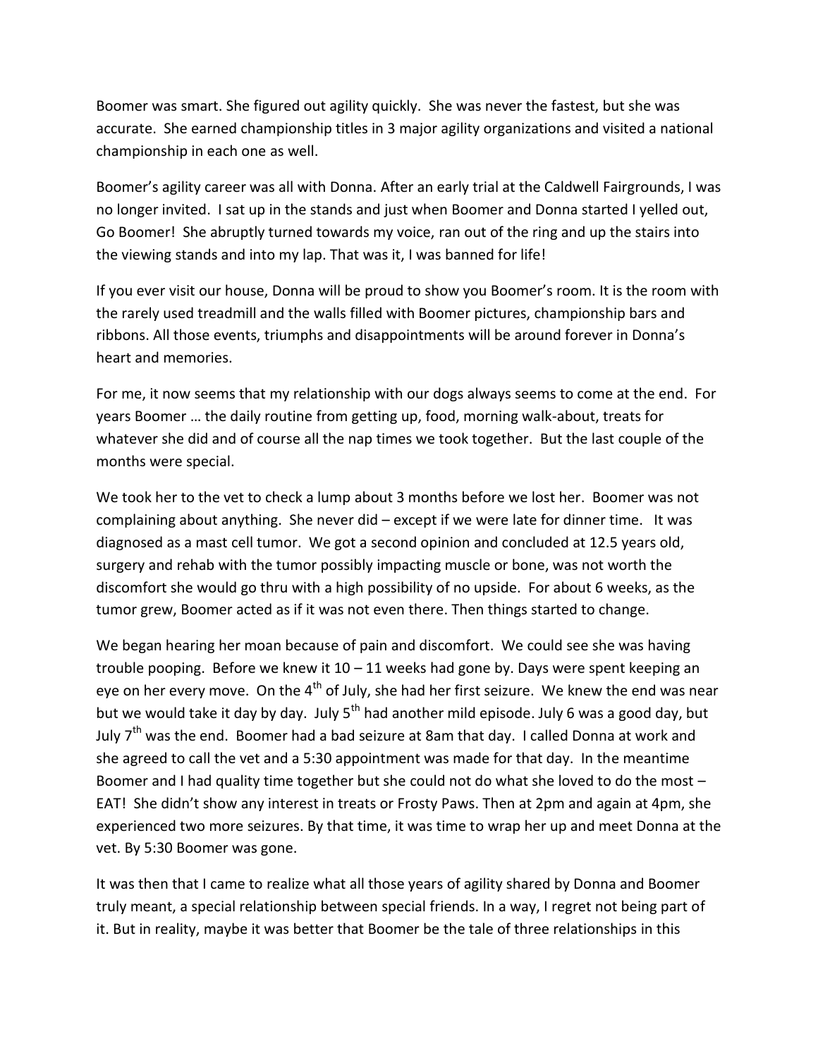Boomer was smart. She figured out agility quickly. She was never the fastest, but she was accurate. She earned championship titles in 3 major agility organizations and visited a national championship in each one as well.

Boomer's agility career was all with Donna. After an early trial at the Caldwell Fairgrounds, I was no longer invited. I sat up in the stands and just when Boomer and Donna started I yelled out, Go Boomer! She abruptly turned towards my voice, ran out of the ring and up the stairs into the viewing stands and into my lap. That was it, I was banned for life!

If you ever visit our house, Donna will be proud to show you Boomer's room. It is the room with the rarely used treadmill and the walls filled with Boomer pictures, championship bars and ribbons. All those events, triumphs and disappointments will be around forever in Donna's heart and memories.

For me, it now seems that my relationship with our dogs always seems to come at the end. For years Boomer … the daily routine from getting up, food, morning walk-about, treats for whatever she did and of course all the nap times we took together. But the last couple of the months were special.

We took her to the vet to check a lump about 3 months before we lost her. Boomer was not complaining about anything. She never did – except if we were late for dinner time. It was diagnosed as a mast cell tumor. We got a second opinion and concluded at 12.5 years old, surgery and rehab with the tumor possibly impacting muscle or bone, was not worth the discomfort she would go thru with a high possibility of no upside. For about 6 weeks, as the tumor grew, Boomer acted as if it was not even there. Then things started to change.

We began hearing her moan because of pain and discomfort. We could see she was having trouble pooping. Before we knew it 10 – 11 weeks had gone by. Days were spent keeping an eye on her every move. On the 4th of July, she had her first seizure. We knew the end was near but we would take it day by day. July 5th had another mild episode. July 6 was a good day, but July 7th was the end. Boomer had a bad seizure at 8am that day. I called Donna at work and she agreed to call the vet and a 5:30 appointment was made for that day. In the meantime Boomer and I had quality time together but she could not do what she loved to do the most – EAT! She didn't show any interest in treats or Frosty Paws. Then at 2pm and again at 4pm, she experienced two more seizures. By that time, it was time to wrap her up and meet Donna at the vet. By 5:30 Boomer was gone.

It was then that I came to realize what all those years of agility shared by Donna and Boomer truly meant, a special relationship between special friends. In a way, I regret not being part of it. But in reality, maybe it was better that Boomer be the tale of three relationships in this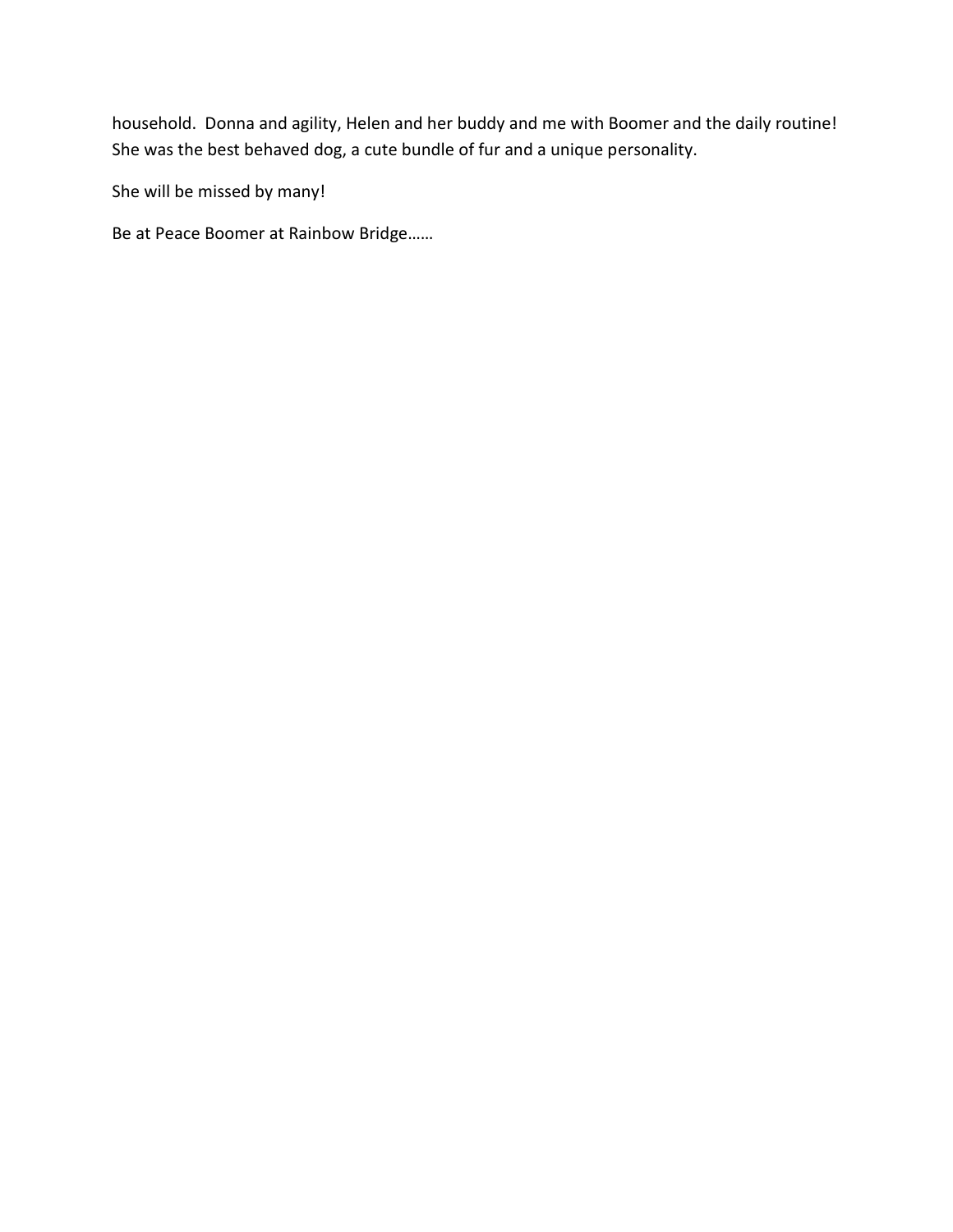household.  Donna and agility, Helen and her buddy and me with Boomer and the daily routine! She was the best behaved dog, a cute bundle of fur and a unique personality.

She will be missed by many!

Be at Peace Boomer at Rainbow Bridge……